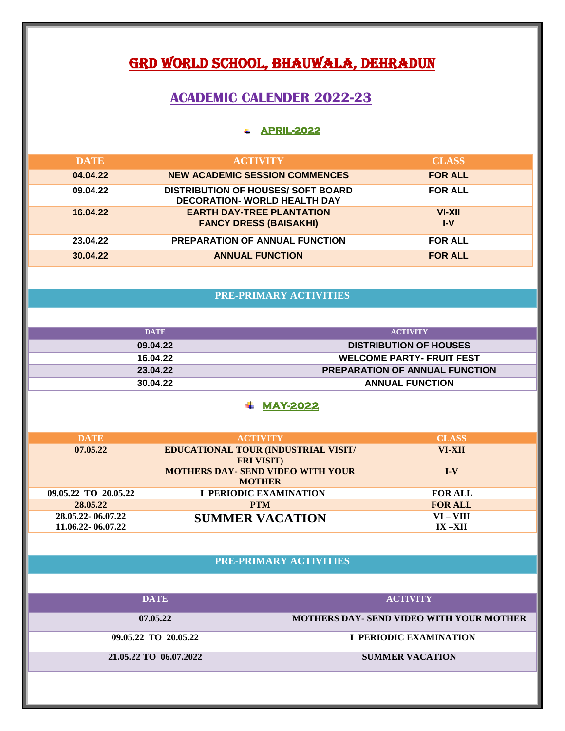# GRD WORLD SCHOOL, BHAUWALA, DEHRADUN

## ACADEMIC CALENDER 2022-23

### APRIL-2022

| DATE | ACTIVITY | CLASS |
|---|---|---|
| 04.04.22 | NEW ACADEMIC SESSION COMMENCES | FOR ALL |
| 09.04.22 | DISTRIBUTION OF HOUSES/ SOFT BOARD DECORATION- WORLD HEALTH DAY | FOR ALL |
| 16.04.22 | EARTH DAY-TREE PLANTATION<br>FANCY DRESS (BAISAKHI) | VI-XII<br>I-V |
| 23.04.22 | PREPARATION OF ANNUAL FUNCTION | FOR ALL |
| 30.04.22 | ANNUAL FUNCTION | FOR ALL |

**PRE-PRIMARY ACTIVITIES**

| DATE | ACTIVITY |
|---|---|
| 09.04.22 | DISTRIBUTION OF HOUSES |
| 16.04.22 | WELCOME PARTY- FRUIT FEST |
| 23.04.22 | PREPARATION OF ANNUAL FUNCTION |
| 30.04.22 | ANNUAL FUNCTION |

### MAY-2022

| DATE | ACTIVITY | CLASS |
|---|---|---|
| 07.05.22 | EDUCATIONAL TOUR (INDUSTRIAL VISIT/ FRI VISIT)<br>MOTHERS DAY- SEND VIDEO WITH YOUR MOTHER | VI-XII<br>I-V |
| 09.05.22 TO 20.05.22 | I PERIODIC EXAMINATION | FOR ALL |
| 28.05.22 | PTM | FOR ALL |
| 28.05.22- 06.07.22<br>11.06.22- 06.07.22 | SUMMER VACATION | VI – VIII<br>IX –XII |

**PRE-PRIMARY ACTIVITIES**

| DATE | ACTIVITY |
|---|---|
| 07.05.22 | MOTHERS DAY- SEND VIDEO WITH YOUR MOTHER |
| 09.05.22 TO 20.05.22 | I PERIODIC EXAMINATION |
| 21.05.22 TO 06.07.2022 | SUMMER VACATION |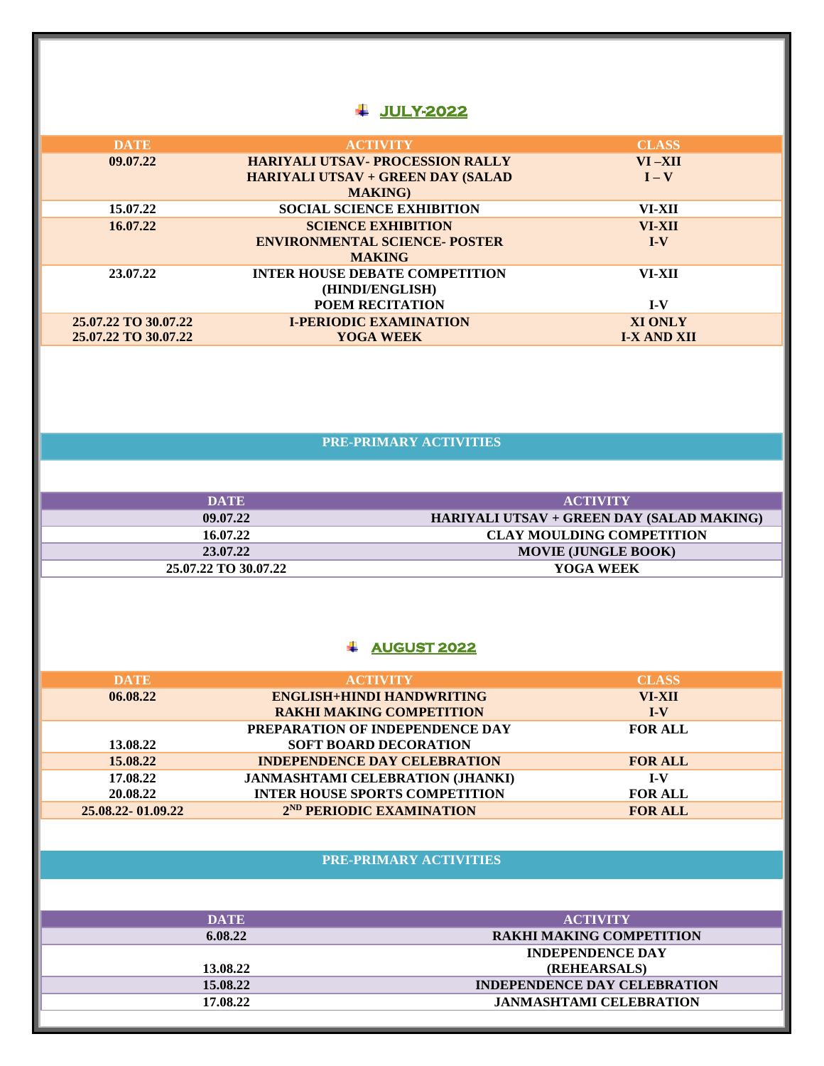## JULY-2022

| DATE | ACTIVITY | CLASS |
|---|---|---|
| 09.07.22 | HARIYALI UTSAV- PROCESSION RALLY | VI –XII |
| | HARIYALI UTSAV + GREEN DAY (SALAD MAKING) | I – V |
| 15.07.22 | SOCIAL SCIENCE EXHIBITION | VI-XII |
| 16.07.22 | SCIENCE EXHIBITION | VI-XII |
| | ENVIRONMENTAL SCIENCE- POSTER MAKING | I-V |
| 23.07.22 | INTER HOUSE DEBATE COMPETITION (HINDI/ENGLISH) | VI-XII |
| | POEM RECITATION | I-V |
| 25.07.22 TO 30.07.22 | I-PERIODIC EXAMINATION | XI ONLY |
| 25.07.22 TO 30.07.22 | YOGA WEEK | I-X AND XII |

### PRE-PRIMARY ACTIVITIES

| DATE | ACTIVITY |
|---|---|
| 09.07.22 | HARIYALI UTSAV + GREEN DAY (SALAD MAKING) |
| 16.07.22 | CLAY MOULDING COMPETITION |
| 23.07.22 | MOVIE (JUNGLE BOOK) |
| 25.07.22 TO 30.07.22 | YOGA WEEK |

## AUGUST 2022

| DATE | ACTIVITY | CLASS |
|---|---|---|
| 06.08.22 | ENGLISH+HINDI HANDWRITING | VI-XII |
| | RAKHI MAKING COMPETITION | I-V |
| 13.08.22 | PREPARATION OF INDEPENDENCE DAY SOFT BOARD DECORATION | FOR ALL |
| 15.08.22 | INDEPENDENCE DAY CELEBRATION | FOR ALL |
| 17.08.22 | JANMASHTAMI CELEBRATION (JHANKI) | I-V |
| 20.08.22 | INTER HOUSE SPORTS COMPETITION | FOR ALL |
| 25.08.22- 01.09.22 | 2ND PERIODIC EXAMINATION | FOR ALL |

### PRE-PRIMARY ACTIVITIES

| DATE | ACTIVITY |
|---|---|
| 6.08.22 | RAKHI MAKING COMPETITION |
| 13.08.22 | INDEPENDENCE DAY (REHEARSALS) |
| 15.08.22 | INDEPENDENCE DAY CELEBRATION |
| 17.08.22 | JANMASHTAMI CELEBRATION |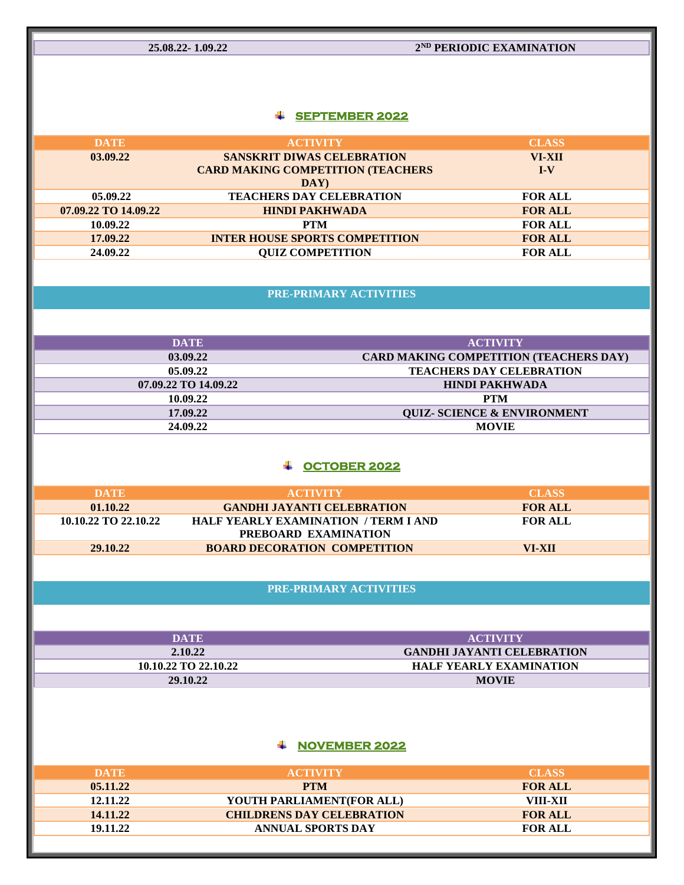| 25.08.22- 1.09.22 | 2ND PERIODIC EXAMINATION |
|---|---|

## SEPTEMBER 2022

| DATE | ACTIVITY | CLASS |
|---|---|---|
| 03.09.22 | SANSKRIT DIWAS CELEBRATION<br>CARD MAKING COMPETITION (TEACHERS DAY) | VI-XII<br>I-V |
| 05.09.22 | TEACHERS DAY CELEBRATION | FOR ALL |
| 07.09.22 TO 14.09.22 | HINDI PAKHWADA | FOR ALL |
| 10.09.22 | PTM | FOR ALL |
| 17.09.22 | INTER HOUSE SPORTS COMPETITION | FOR ALL |
| 24.09.22 | QUIZ COMPETITION | FOR ALL |

### PRE-PRIMARY ACTIVITIES

| DATE | ACTIVITY |
|---|---|
| 03.09.22 | CARD MAKING COMPETITION (TEACHERS DAY) |
| 05.09.22 | TEACHERS DAY CELEBRATION |
| 07.09.22 TO 14.09.22 | HINDI PAKHWADA |
| 10.09.22 | PTM |
| 17.09.22 | QUIZ- SCIENCE & ENVIRONMENT |
| 24.09.22 | MOVIE |

## OCTOBER 2022

| DATE | ACTIVITY | CLASS |
|---|---|---|
| 01.10.22 | GANDHI JAYANTI CELEBRATION | FOR ALL |
| 10.10.22 TO 22.10.22 | HALF YEARLY EXAMINATION / TERM I AND PREBOARD EXAMINATION | FOR ALL |
| 29.10.22 | BOARD DECORATION COMPETITION | VI-XII |

### PRE-PRIMARY ACTIVITIES

| DATE | ACTIVITY |
|---|---|
| 2.10.22 | GANDHI JAYANTI CELEBRATION |
| 10.10.22 TO 22.10.22 | HALF YEARLY EXAMINATION |
| 29.10.22 | MOVIE |

## NOVEMBER 2022

| DATE | ACTIVITY | CLASS |
|---|---|---|
| 05.11.22 | PTM | FOR ALL |
| 12.11.22 | YOUTH PARLIAMENT(FOR ALL) | VIII-XII |
| 14.11.22 | CHILDRENS DAY CELEBRATION | FOR ALL |
| 19.11.22 | ANNUAL SPORTS DAY | FOR ALL |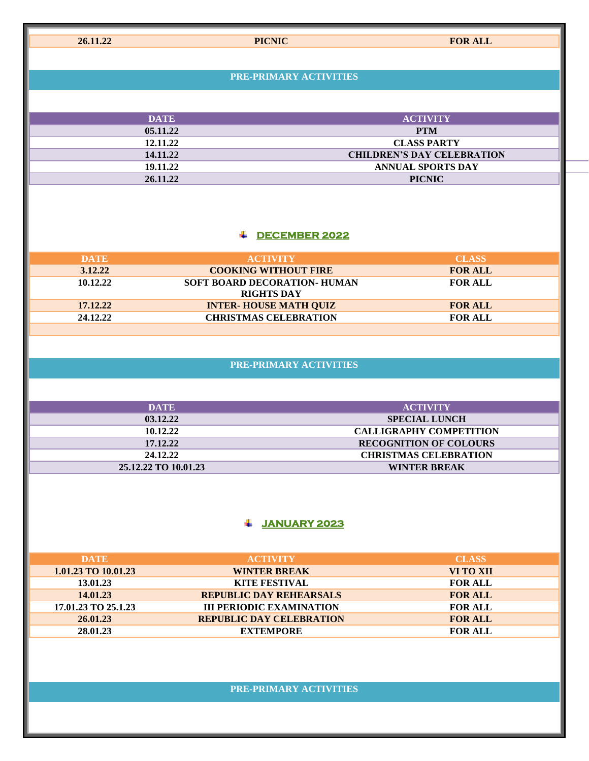| 26.11.22 | PICNIC | FOR ALL |
|---|---|---|

**PRE-PRIMARY ACTIVITIES**

| DATE | ACTIVITY |
|---|---|
| 05.11.22 | PTM |
| 12.11.22 | CLASS PARTY |
| 14.11.22 | CHILDREN'S DAY CELEBRATION |
| 19.11.22 | ANNUAL SPORTS DAY |
| 26.11.22 | PICNIC |

## DECEMBER 2022

| DATE | ACTIVITY | CLASS |
|---|---|---|
| 3.12.22 | COOKING WITHOUT FIRE | FOR ALL |
| 10.12.22 | SOFT BOARD DECORATION- HUMAN RIGHTS DAY | FOR ALL |
| 17.12.22 | INTER- HOUSE MATH QUIZ | FOR ALL |
| 24.12.22 | CHRISTMAS CELEBRATION | FOR ALL |
| | | |

**PRE-PRIMARY ACTIVITIES**

| DATE | ACTIVITY |
|---|---|
| 03.12.22 | SPECIAL LUNCH |
| 10.12.22 | CALLIGRAPHY COMPETITION |
| 17.12.22 | RECOGNITION OF COLOURS |
| 24.12.22 | CHRISTMAS CELEBRATION |
| 25.12.22 TO 10.01.23 | WINTER BREAK |

## JANUARY 2023

| DATE | ACTIVITY | CLASS |
|---|---|---|
| 1.01.23 TO 10.01.23 | WINTER BREAK | VI TO XII |
| 13.01.23 | KITE FESTIVAL | FOR ALL |
| 14.01.23 | REPUBLIC DAY REHEARSALS | FOR ALL |
| 17.01.23 TO 25.1.23 | III PERIODIC EXAMINATION | FOR ALL |
| 26.01.23 | REPUBLIC DAY CELEBRATION | FOR ALL |
| 28.01.23 | EXTEMPORE | FOR ALL |

**PRE-PRIMARY ACTIVITIES**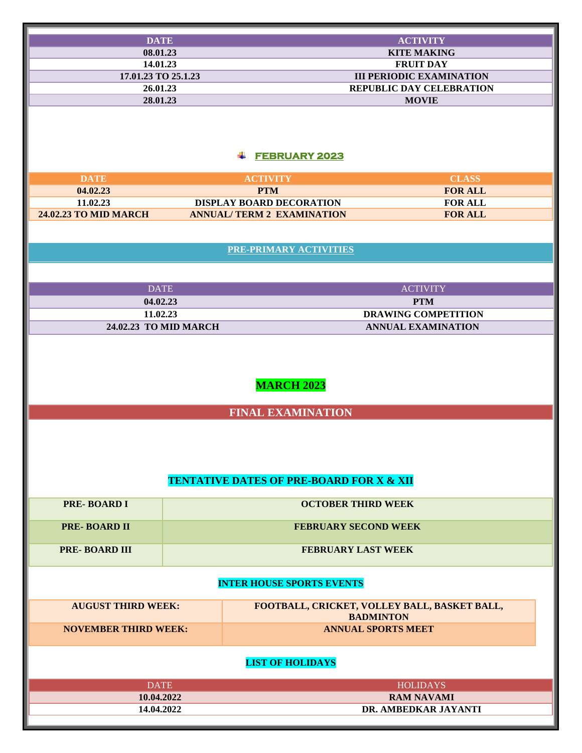| DATE | ACTIVITY |
| --- | --- |
| 08.01.23 | KITE MAKING |
| 14.01.23 | FRUIT DAY |
| 17.01.23 TO 25.1.23 | III PERIODIC EXAMINATION |
| 26.01.23 | REPUBLIC DAY CELEBRATION |
| 28.01.23 | MOVIE |

## FEBRUARY 2023

| DATE | ACTIVITY | CLASS |
| --- | --- | --- |
| 04.02.23 | PTM | FOR ALL |
| 11.02.23 | DISPLAY BOARD DECORATION | FOR ALL |
| 24.02.23 TO MID MARCH | ANNUAL/ TERM 2 EXAMINATION | FOR ALL |

## PRE-PRIMARY ACTIVITIES

| DATE | ACTIVITY |
| --- | --- |
| 04.02.23 | PTM |
| 11.02.23 | DRAWING COMPETITION |
| 24.02.23 TO MID MARCH | ANNUAL EXAMINATION |

## MARCH 2023

**FINAL EXAMINATION**

## TENTATIVE DATES OF PRE-BOARD FOR X & XII

| PRE- BOARD I | OCTOBER THIRD WEEK |
| --- | --- |
| PRE- BOARD II | FEBRUARY SECOND WEEK |
| PRE- BOARD III | FEBRUARY LAST WEEK |

## INTER HOUSE SPORTS EVENTS

| AUGUST THIRD WEEK: | FOOTBALL, CRICKET, VOLLEY BALL, BASKET BALL, BADMINTON |
| --- | --- |
| NOVEMBER THIRD WEEK: | ANNUAL SPORTS MEET |

## LIST OF HOLIDAYS

| DATE | HOLIDAYS |
| --- | --- |
| 10.04.2022 | RAM NAVAMI |
| 14.04.2022 | DR. AMBEDKAR JAYANTI |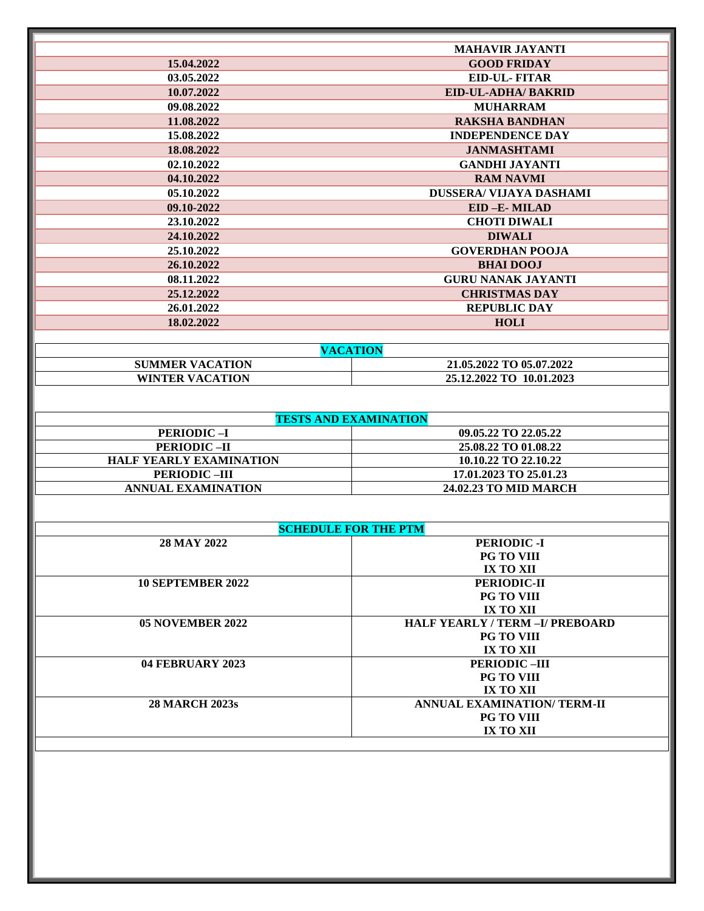| | |
|---|---|
| | **MAHAVIR JAYANTI** |
| **15.04.2022** | **GOOD FRIDAY** |
| **03.05.2022** | **EID-UL- FITAR** |
| **10.07.2022** | **EID-UL-ADHA/ BAKRID** |
| **09.08.2022** | **MUHARRAM** |
| **11.08.2022** | **RAKSHA BANDHAN** |
| **15.08.2022** | **INDEPENDENCE DAY** |
| **18.08.2022** | **JANMASHTAMI** |
| **02.10.2022** | **GANDHI JAYANTI** |
| **04.10.2022** | **RAM NAVMI** |
| **05.10.2022** | **DUSSERA/ VIJAYA DASHAMI** |
| **09.10-2022** | **EID –E- MILAD** |
| **23.10.2022** | **CHOTI DIWALI** |
| **24.10.2022** | **DIWALI** |
| **25.10.2022** | **GOVERDHAN POOJA** |
| **26.10.2022** | **BHAI DOOJ** |
| **08.11.2022** | **GURU NANAK JAYANTI** |
| **25.12.2022** | **CHRISTMAS DAY** |
| **26.01.2022** | **REPUBLIC DAY** |
| **18.02.2022** | **HOLI** |

| **VACATION** | |
|---|---|
| **SUMMER VACATION** | **21.05.2022 TO 05.07.2022** |
| **WINTER VACATION** | **25.12.2022 TO 10.01.2023** |

| **TESTS AND EXAMINATION** | |
|---|---|
| **PERIODIC –I** | **09.05.22 TO 22.05.22** |
| **PERIODIC –II** | **25.08.22 TO 01.08.22** |
| **HALF YEARLY EXAMINATION** | **10.10.22 TO 22.10.22** |
| **PERIODIC –III** | **17.01.2023 TO 25.01.23** |
| **ANNUAL EXAMINATION** | **24.02.23 TO MID MARCH** |

| **SCHEDULE FOR THE PTM** | |
|---|---|
| **28 MAY 2022** | **PERIODIC -I**<br>**PG TO VIII**<br>**IX TO XII** |
| **10 SEPTEMBER 2022** | **PERIODIC-II**<br>**PG TO VIII**<br>**IX TO XII** |
| **05 NOVEMBER 2022** | **HALF YEARLY / TERM –I/ PREBOARD**<br>**PG TO VIII**<br>**IX TO XII** |
| **04 FEBRUARY 2023** | **PERIODIC –III**<br>**PG TO VIII**<br>**IX TO XII** |
| **28 MARCH 2023s** | **ANNUAL EXAMINATION/ TERM-II**<br>**PG TO VIII**<br>**IX TO XII** |